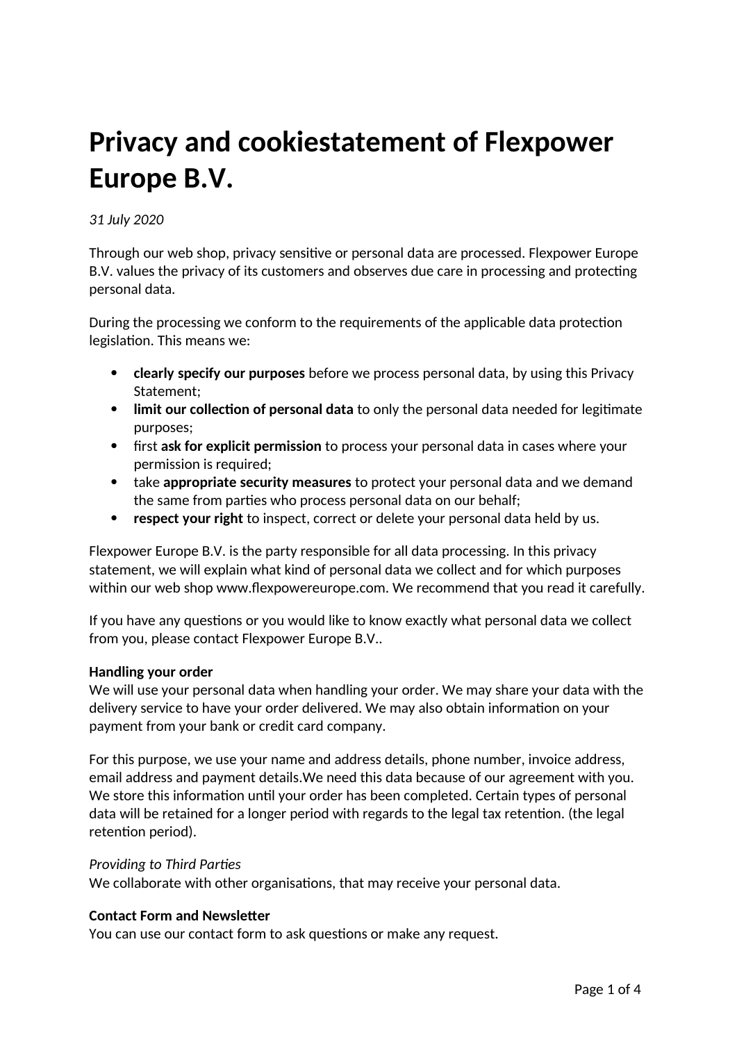# Privacy and cookiestatement of Flexpower Europe B.V.

*31 July 2020*

Through our web shop, privacy sensitive or personal data are processed. Flexpower Europe B.V. values the privacy of its customers and observes due care in processing and protecting personal data.

During the processing we conform to the requirements of the applicable data protection legislation. This means we:

- **clearly specify our purposes** before we process personal data, by using this Privacy Statement;
- **limit our collection of personal data** to only the personal data needed for legitimate purposes;
- first **ask for explicit permission** to process your personal data in cases where your permission is required;
- take **appropriate security measures** to protect your personal data and we demand the same from parties who process personal data on our behalf;
- **respect your right** to inspect, correct or delete your personal data held by us.

Flexpower Europe B.V. is the party responsible for all data processing. In this privacy statement, we will explain what kind of personal data we collect and for which purposes within our web shop www.flexpowereurope.com. We recommend that you read it carefully.

If you have any questions or you would like to know exactly what personal data we collect from you, please contact Flexpower Europe B.V..

**Handling your order**
We will use your personal data when handling your order. We may share your data with the delivery service to have your order delivered. We may also obtain information on your payment from your bank or credit card company.

For this purpose, we use your name and address details, phone number, invoice address, email address and payment details.We need this data because of our agreement with you. We store this information until your order has been completed. Certain types of personal data will be retained for a longer period with regards to the legal tax retention. (the legal retention period).

*Providing to Third Parties*
We collaborate with other organisations, that may receive your personal data.

**Contact Form and Newsletter**
You can use our contact form to ask questions or make any request.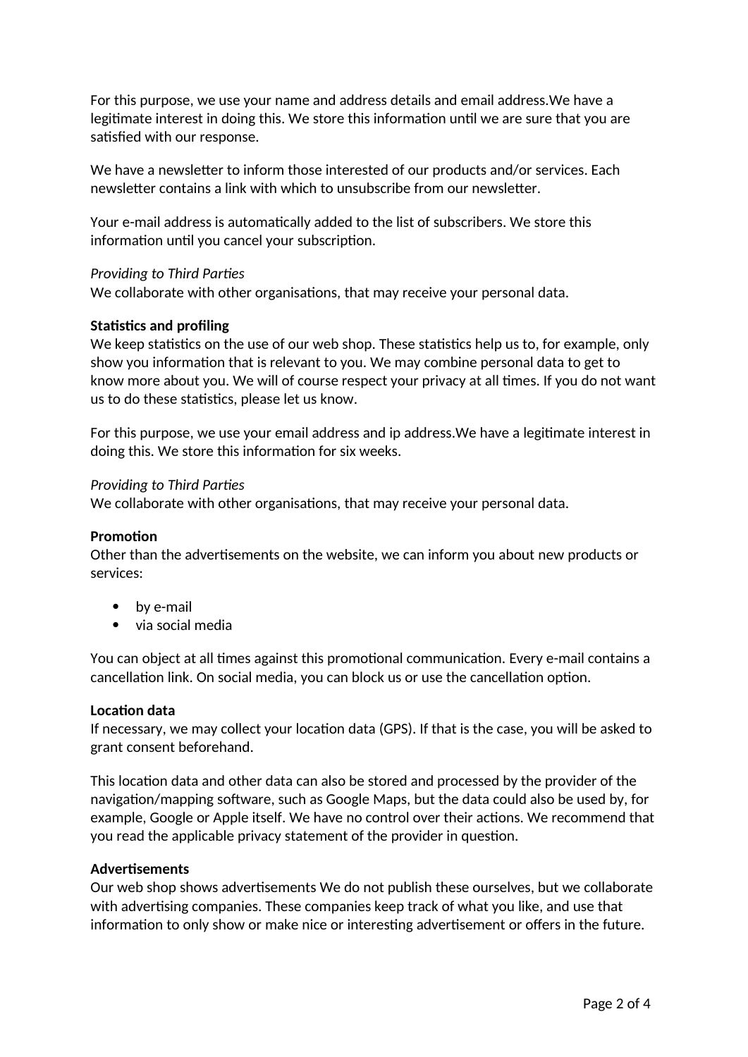For this purpose, we use your name and address details and email address.We have a legitimate interest in doing this. We store this information until we are sure that you are satisfied with our response.

We have a newsletter to inform those interested of our products and/or services. Each newsletter contains a link with which to unsubscribe from our newsletter.

Your e-mail address is automatically added to the list of subscribers. We store this information until you cancel your subscription.

*Providing to Third Parties*
We collaborate with other organisations, that may receive your personal data.

**Statistics and profiling**
We keep statistics on the use of our web shop. These statistics help us to, for example, only show you information that is relevant to you. We may combine personal data to get to know more about you. We will of course respect your privacy at all times. If you do not want us to do these statistics, please let us know.

For this purpose, we use your email address and ip address.We have a legitimate interest in doing this. We store this information for six weeks.

*Providing to Third Parties*
We collaborate with other organisations, that may receive your personal data.

**Promotion**
Other than the advertisements on the website, we can inform you about new products or services:

- by e-mail
- via social media

You can object at all times against this promotional communication. Every e-mail contains a cancellation link. On social media, you can block us or use the cancellation option.

**Location data**
If necessary, we may collect your location data (GPS). If that is the case, you will be asked to grant consent beforehand.

This location data and other data can also be stored and processed by the provider of the navigation/mapping software, such as Google Maps, but the data could also be used by, for example, Google or Apple itself. We have no control over their actions. We recommend that you read the applicable privacy statement of the provider in question.

**Advertisements**
Our web shop shows advertisements We do not publish these ourselves, but we collaborate with advertising companies. These companies keep track of what you like, and use that information to only show or make nice or interesting advertisement or offers in the future.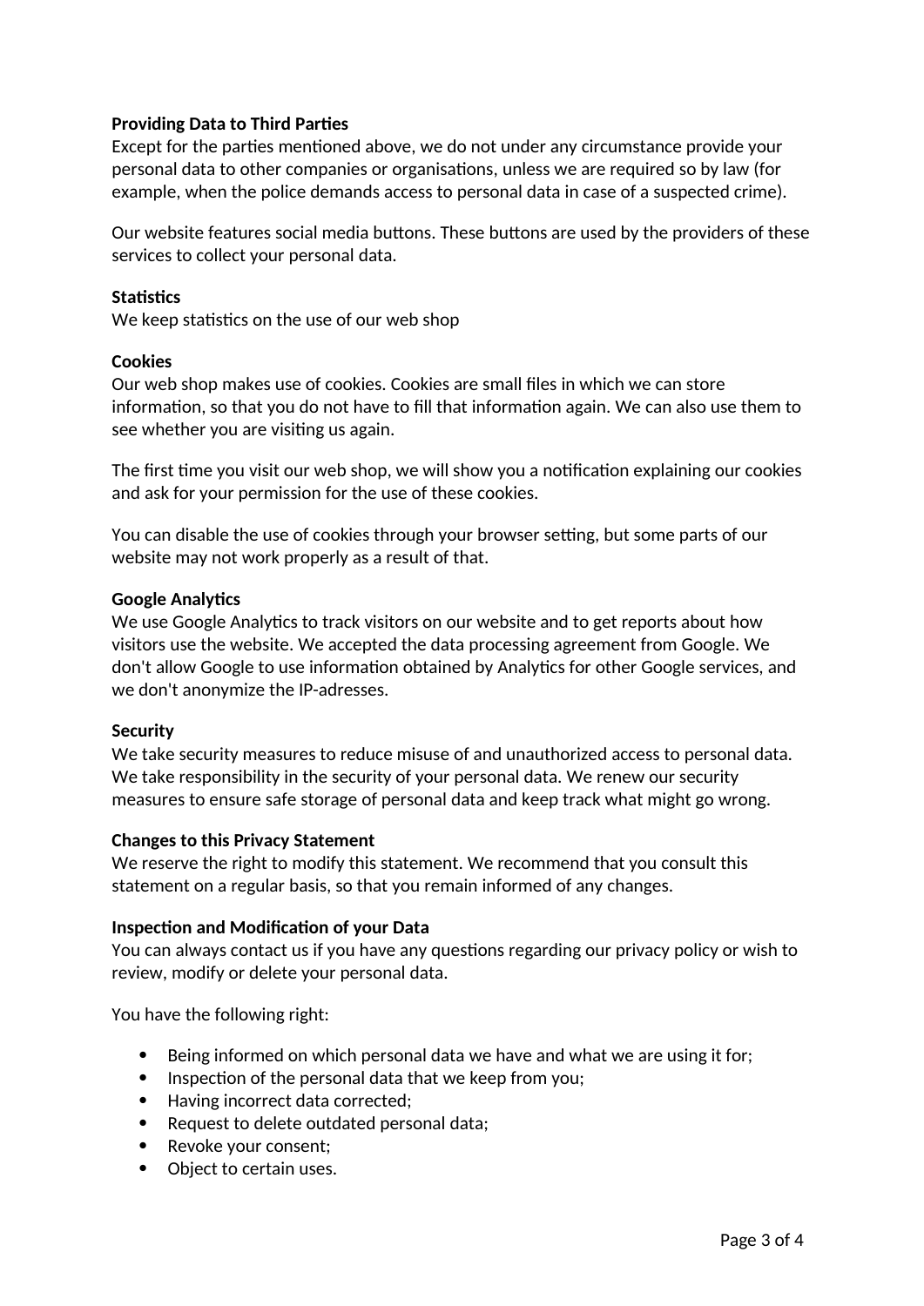**Providing Data to Third Parties**
Except for the parties mentioned above, we do not under any circumstance provide your personal data to other companies or organisations, unless we are required so by law (for example, when the police demands access to personal data in case of a suspected crime).

Our website features social media buttons. These buttons are used by the providers of these services to collect your personal data.

**Statistics**
We keep statistics on the use of our web shop

**Cookies**
Our web shop makes use of cookies. Cookies are small files in which we can store information, so that you do not have to fill that information again. We can also use them to see whether you are visiting us again.

The first time you visit our web shop, we will show you a notification explaining our cookies and ask for your permission for the use of these cookies.

You can disable the use of cookies through your browser setting, but some parts of our website may not work properly as a result of that.

**Google Analytics**
We use Google Analytics to track visitors on our website and to get reports about how visitors use the website. We accepted the data processing agreement from Google. We don't allow Google to use information obtained by Analytics for other Google services, and we don't anonymize the IP-adresses.

**Security**
We take security measures to reduce misuse of and unauthorized access to personal data. We take responsibility in the security of your personal data. We renew our security measures to ensure safe storage of personal data and keep track what might go wrong.

**Changes to this Privacy Statement**
We reserve the right to modify this statement. We recommend that you consult this statement on a regular basis, so that you remain informed of any changes.

**Inspection and Modification of your Data**
You can always contact us if you have any questions regarding our privacy policy or wish to review, modify or delete your personal data.

You have the following right:

- Being informed on which personal data we have and what we are using it for;
- Inspection of the personal data that we keep from you;
- Having incorrect data corrected;
- Request to delete outdated personal data;
- Revoke your consent;
- Object to certain uses.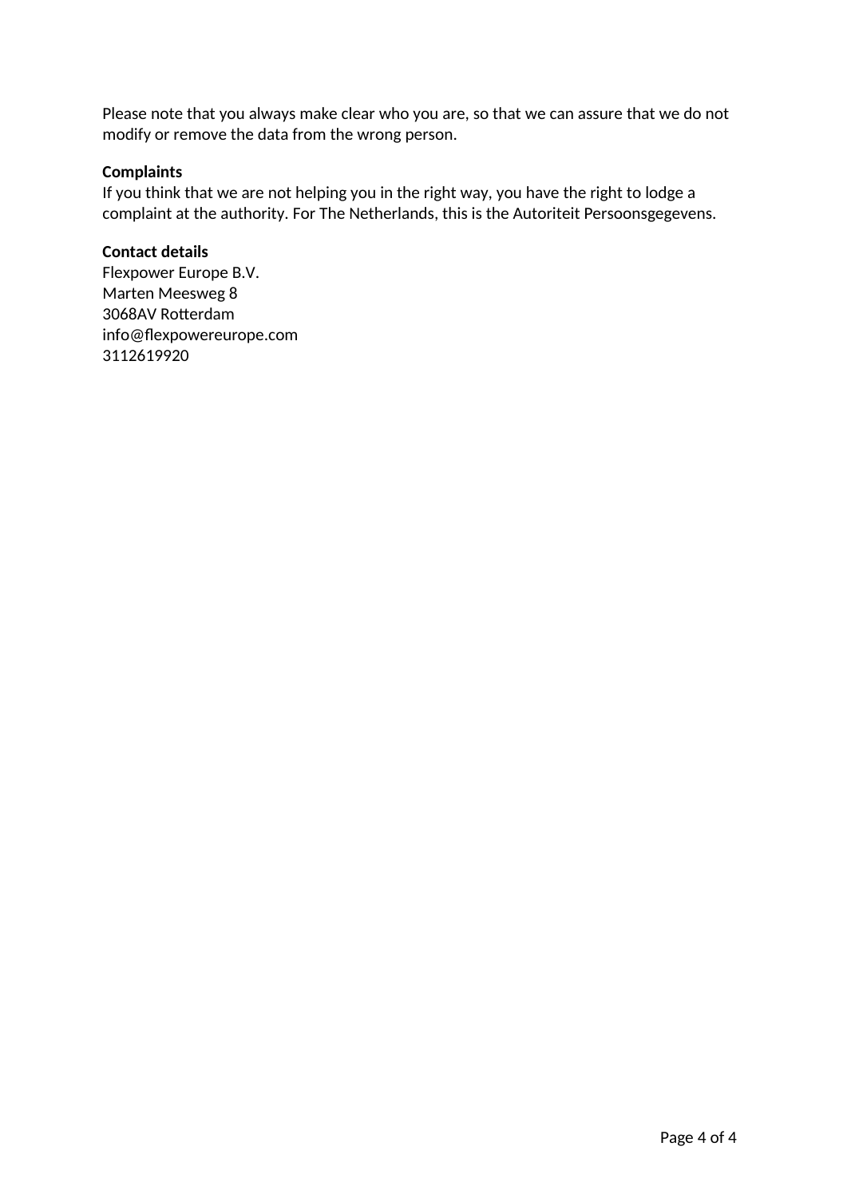Please note that you always make clear who you are, so that we can assure that we do not modify or remove the data from the wrong person.

**Complaints**

If you think that we are not helping you in the right way, you have the right to lodge a complaint at the authority. For The Netherlands, this is the Autoriteit Persoonsgegevens.

**Contact details**

Flexpower Europe B.V.
Marten Meesweg 8
3068AV Rotterdam
info@flexpowereurope.com
3112619920